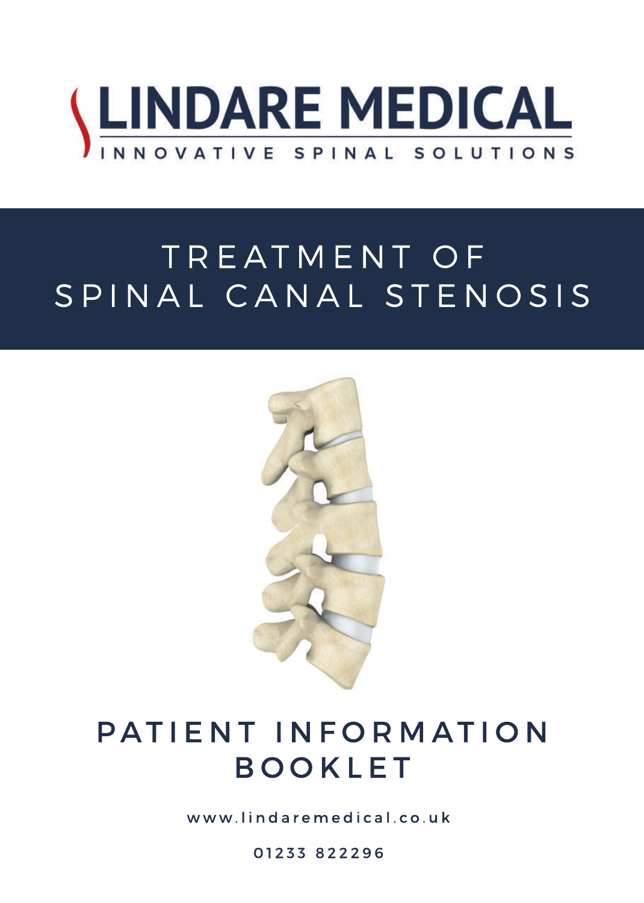# LINDARE MEDICAL

INNOVATIVE SPINAL SOLUTIONS

# TREATMENT OF SPINAL CANAL STENOSIS

## PATIENT INFORMATION BOOKLET

www.lindaremedical.co.uk

01233 822296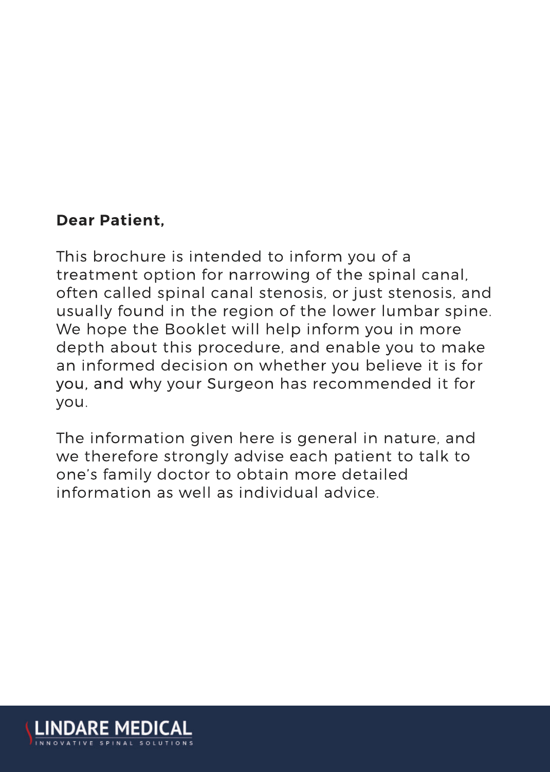**Dear Patient,**

This brochure is intended to inform you of a treatment option for narrowing of the spinal canal, often called spinal canal stenosis, or just stenosis, and usually found in the region of the lower lumbar spine. We hope the Booklet will help inform you in more depth about this procedure, and enable you to make an informed decision on whether you believe it is for you, and why your Surgeon has recommended it for you.

The information given here is general in nature, and we therefore strongly advise each patient to talk to one's family doctor to obtain more detailed information as well as individual advice.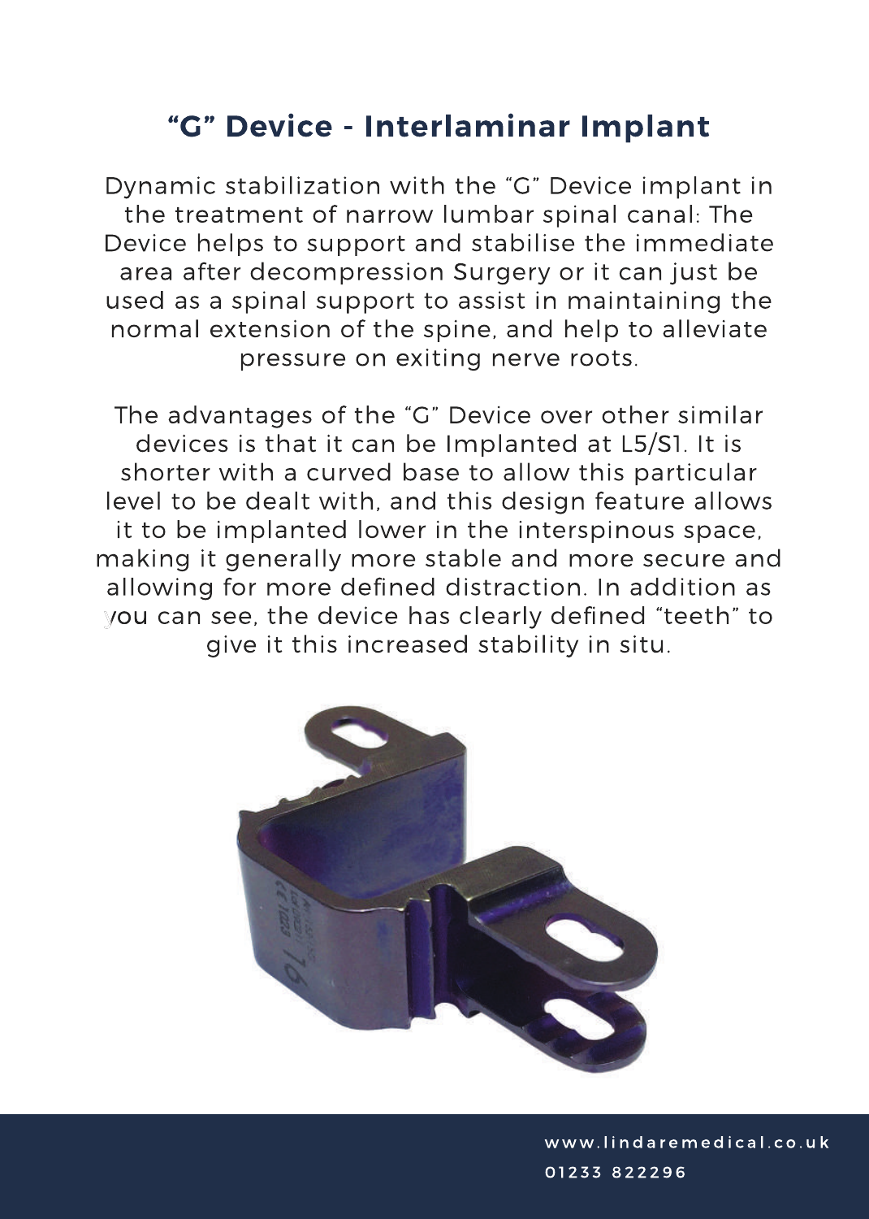## "G" Device - Interlaminar Implant

Dynamic stabilization with the "G" Device implant in the treatment of narrow lumbar spinal canal: The Device helps to support and stabilise the immediate area after decompression Surgery or it can just be used as a spinal support to assist in maintaining the normal extension of the spine, and help to alleviate pressure on exiting nerve roots.

The advantages of the "G" Device over other similar devices is that it can be Implanted at L5/S1. It is shorter with a curved base to allow this particular level to be dealt with, and this design feature allows it to be implanted lower in the interspinous space, making it generally more stable and more secure and allowing for more defined distraction. In addition as you can see, the device has clearly defined "teeth" to give it this increased stability in situ.

www.lindaremedical.co.uk
01233 822296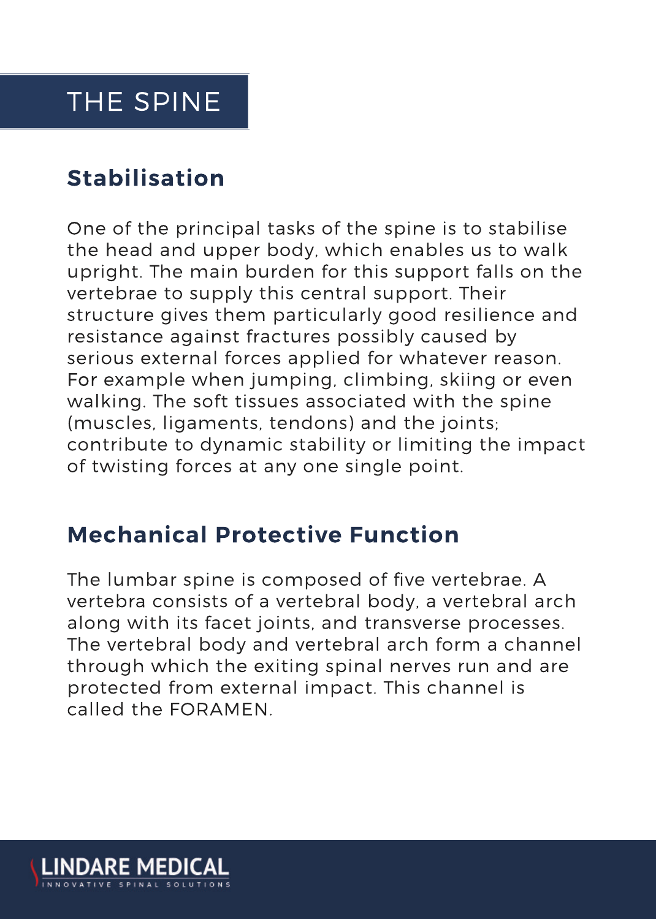# THE SPINE

## Stabilisation

One of the principal tasks of the spine is to stabilise the head and upper body, which enables us to walk upright. The main burden for this support falls on the vertebrae to supply this central support. Their structure gives them particularly good resilience and resistance against fractures possibly caused by serious external forces applied for whatever reason. For example when jumping, climbing, skiing or even walking. The soft tissues associated with the spine (muscles, ligaments, tendons) and the joints; contribute to dynamic stability or limiting the impact of twisting forces at any one single point.

## Mechanical Protective Function

The lumbar spine is composed of five vertebrae. A vertebra consists of a vertebral body, a vertebral arch along with its facet joints, and transverse processes. The vertebral body and vertebral arch form a channel through which the exiting spinal nerves run and are protected from external impact. This channel is called the FORAMEN.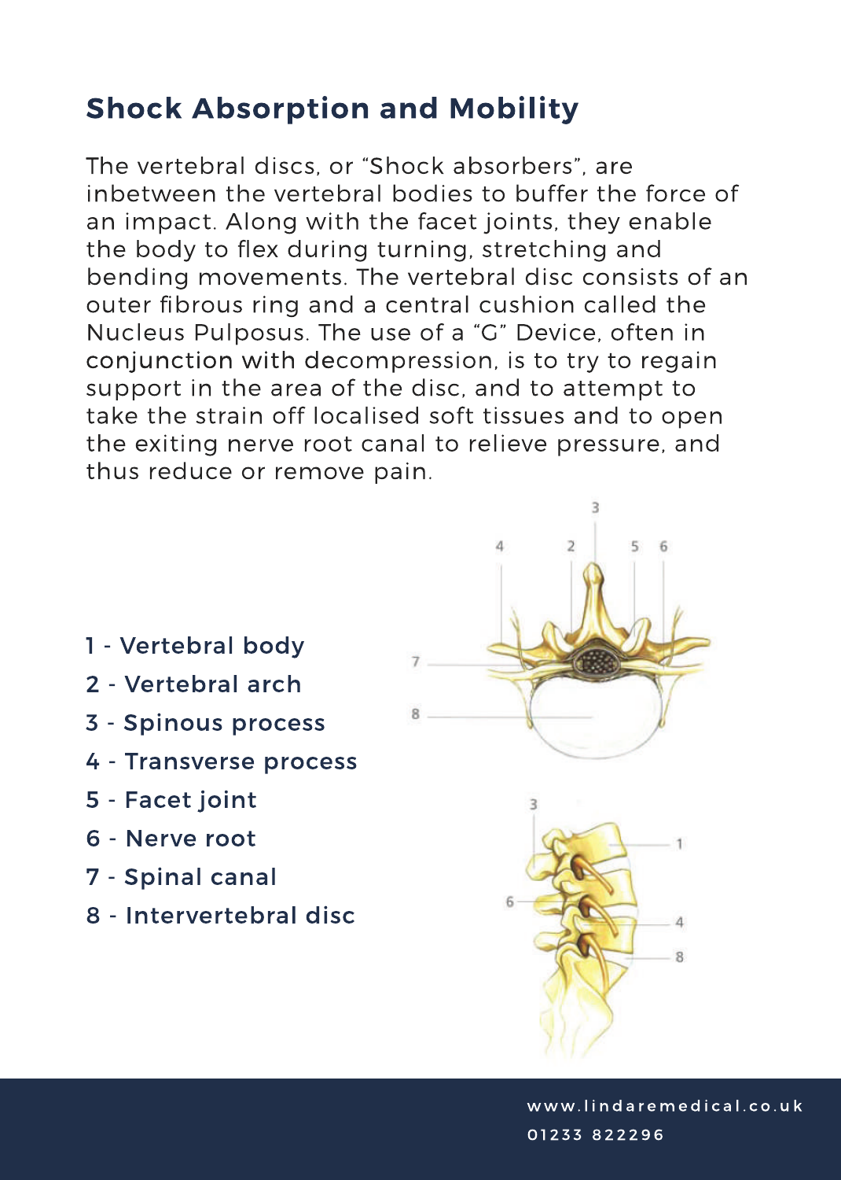## Shock Absorption and Mobility

The vertebral discs, or "Shock absorbers", are inbetween the vertebral bodies to buffer the force of an impact. Along with the facet joints, they enable the body to flex during turning, stretching and bending movements. The vertebral disc consists of an outer fibrous ring and a central cushion called the Nucleus Pulposus. The use of a "G" Device, often in conjunction with decompression, is to try to regain support in the area of the disc, and to attempt to take the strain off localised soft tissues and to open the exiting nerve root canal to relieve pressure, and thus reduce or remove pain.

1 - Vertebral body
2 - Vertebral arch
3 - Spinous process
4 - Transverse process
5 - Facet joint
6 - Nerve root
7 - Spinal canal
8 - Intervertebral disc

www.lindaremedical.co.uk
01233 822296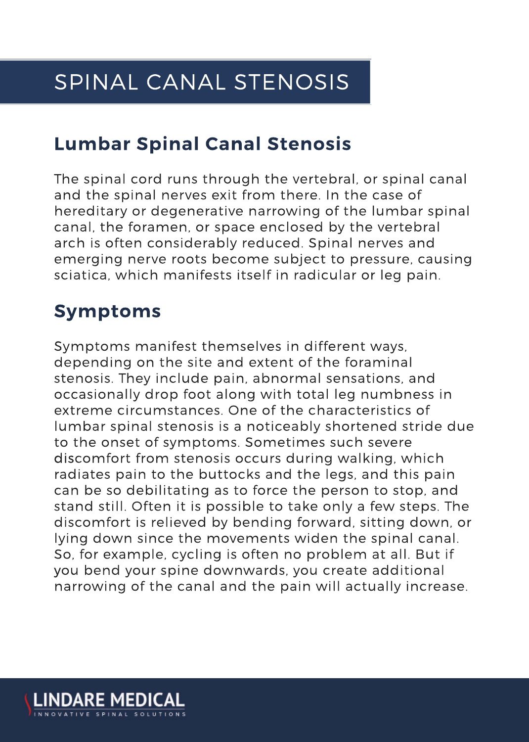# SPINAL CANAL STENOSIS

## Lumbar Spinal Canal Stenosis

The spinal cord runs through the vertebral, or spinal canal and the spinal nerves exit from there. In the case of hereditary or degenerative narrowing of the lumbar spinal canal, the foramen, or space enclosed by the vertebral arch is often considerably reduced. Spinal nerves and emerging nerve roots become subject to pressure, causing sciatica, which manifests itself in radicular or leg pain.

## Symptoms

Symptoms manifest themselves in different ways, depending on the site and extent of the foraminal stenosis. They include pain, abnormal sensations, and occasionally drop foot along with total leg numbness in extreme circumstances. One of the characteristics of lumbar spinal stenosis is a noticeably shortened stride due to the onset of symptoms. Sometimes such severe discomfort from stenosis occurs during walking, which radiates pain to the buttocks and the legs, and this pain can be so debilitating as to force the person to stop, and stand still. Often it is possible to take only a few steps. The discomfort is relieved by bending forward, sitting down, or lying down since the movements widen the spinal canal. So, for example, cycling is often no problem at all. But if you bend your spine downwards, you create additional narrowing of the canal and the pain will actually increase.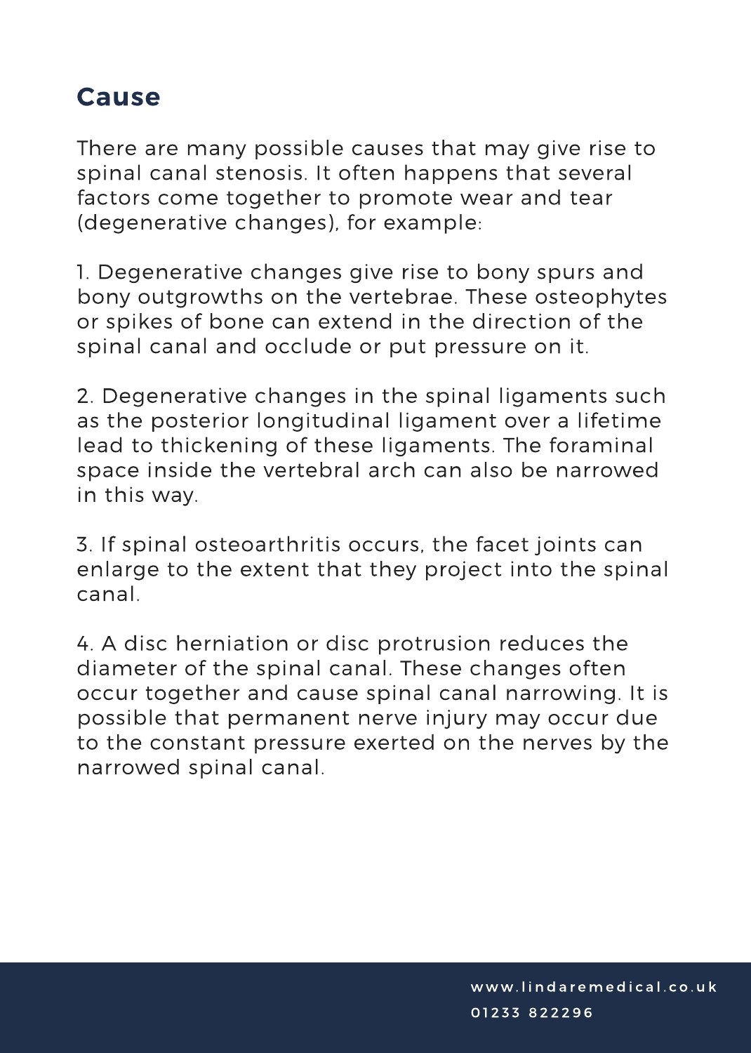## Cause

There are many possible causes that may give rise to spinal canal stenosis. It often happens that several factors come together to promote wear and tear (degenerative changes), for example:

1. Degenerative changes give rise to bony spurs and bony outgrowths on the vertebrae. These osteophytes or spikes of bone can extend in the direction of the spinal canal and occlude or put pressure on it.

2. Degenerative changes in the spinal ligaments such as the posterior longitudinal ligament over a lifetime lead to thickening of these ligaments. The foraminal space inside the vertebral arch can also be narrowed in this way.

3. If spinal osteoarthritis occurs, the facet joints can enlarge to the extent that they project into the spinal canal.

4. A disc herniation or disc protrusion reduces the diameter of the spinal canal. These changes often occur together and cause spinal canal narrowing. It is possible that permanent nerve injury may occur due to the constant pressure exerted on the nerves by the narrowed spinal canal.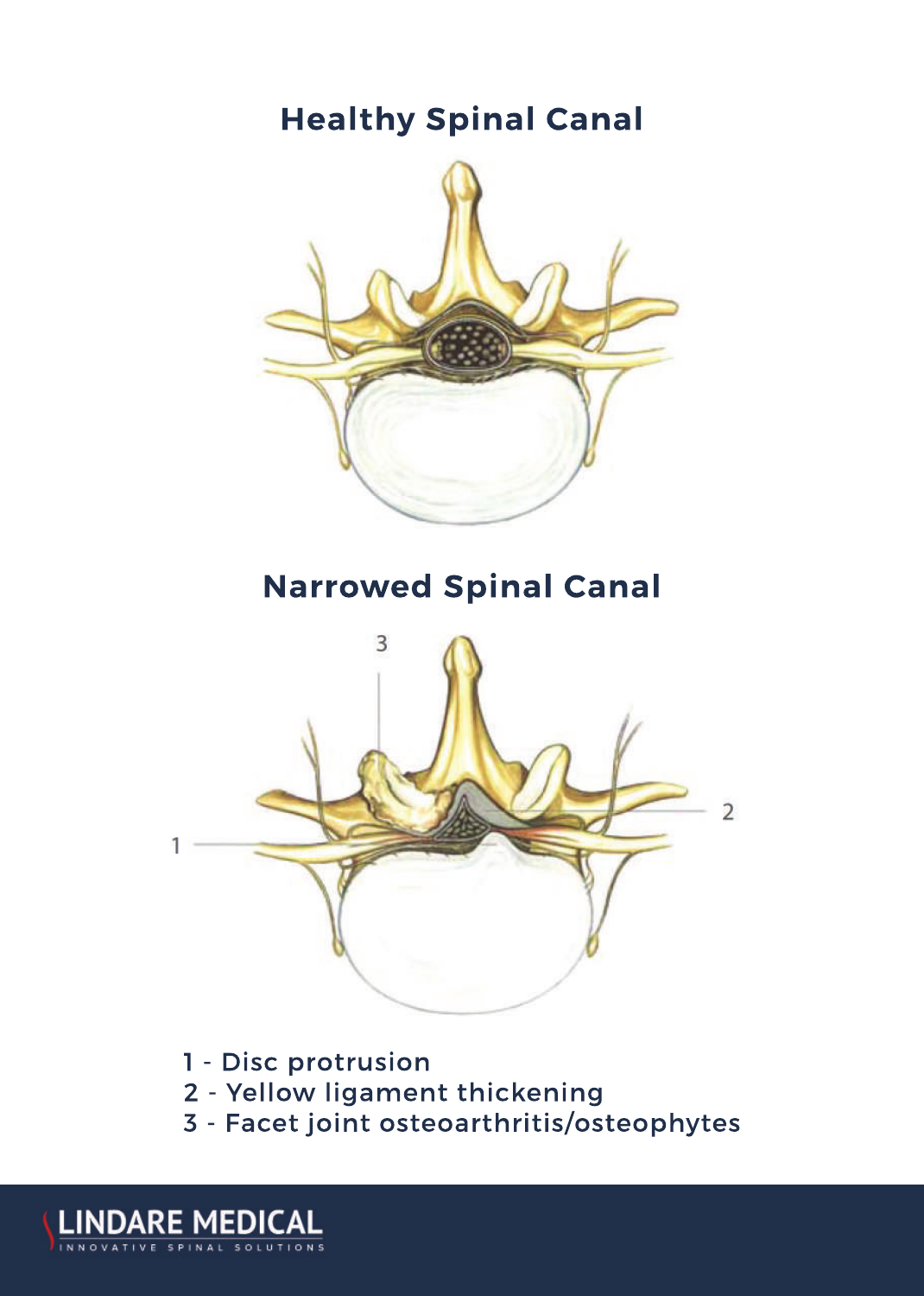## Healthy Spinal Canal

## Narrowed Spinal Canal

1 - Disc protrusion
2 - Yellow ligament thickening
3 - Facet joint osteoarthritis/osteophytes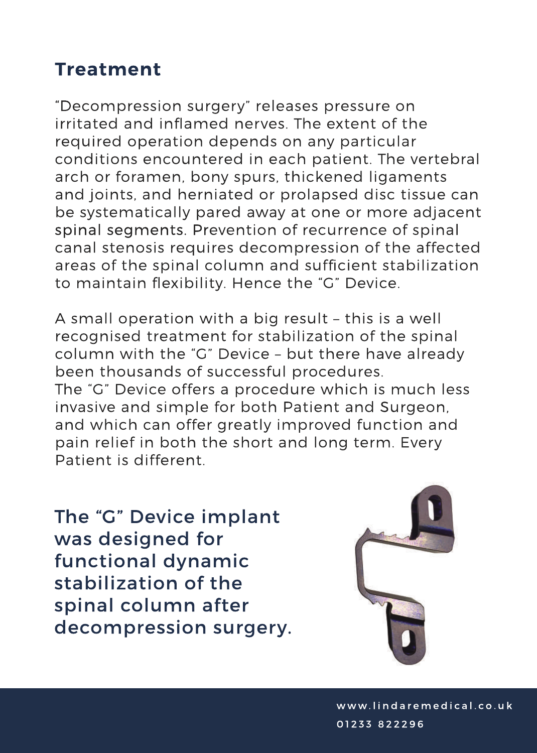## Treatment

"Decompression surgery" releases pressure on irritated and inflamed nerves. The extent of the required operation depends on any particular conditions encountered in each patient. The vertebral arch or foramen, bony spurs, thickened ligaments and joints, and herniated or prolapsed disc tissue can be systematically pared away at one or more adjacent spinal segments. Prevention of recurrence of spinal canal stenosis requires decompression of the affected areas of the spinal column and sufficient stabilization to maintain flexibility. Hence the "G" Device.

A small operation with a big result – this is a well recognised treatment for stabilization of the spinal column with the "G" Device – but there have already been thousands of successful procedures.
The "G" Device offers a procedure which is much less invasive and simple for both Patient and Surgeon, and which can offer greatly improved function and pain relief in both the short and long term. Every Patient is different.

**The "G" Device implant was designed for functional dynamic stabilization of the spinal column after decompression surgery.**

www.lindaremedical.co.uk
01233 822296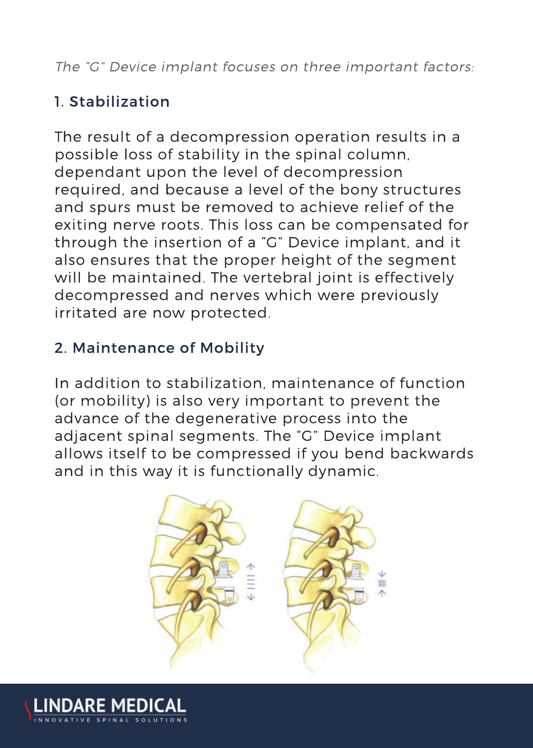*The "G" Device implant focuses on three important factors:*

## 1. Stabilization

The result of a decompression operation results in a possible loss of stability in the spinal column, dependant upon the level of decompression required, and because a level of the bony structures and spurs must be removed to achieve relief of the exiting nerve roots. This loss can be compensated for through the insertion of a "G" Device implant, and it also ensures that the proper height of the segment will be maintained. The vertebral joint is effectively decompressed and nerves which were previously irritated are now protected.

## 2. Maintenance of Mobility

In addition to stabilization, maintenance of function (or mobility) is also very important to prevent the advance of the degenerative process into the adjacent spinal segments. The "G" Device implant allows itself to be compressed if you bend backwards and in this way it is functionally dynamic.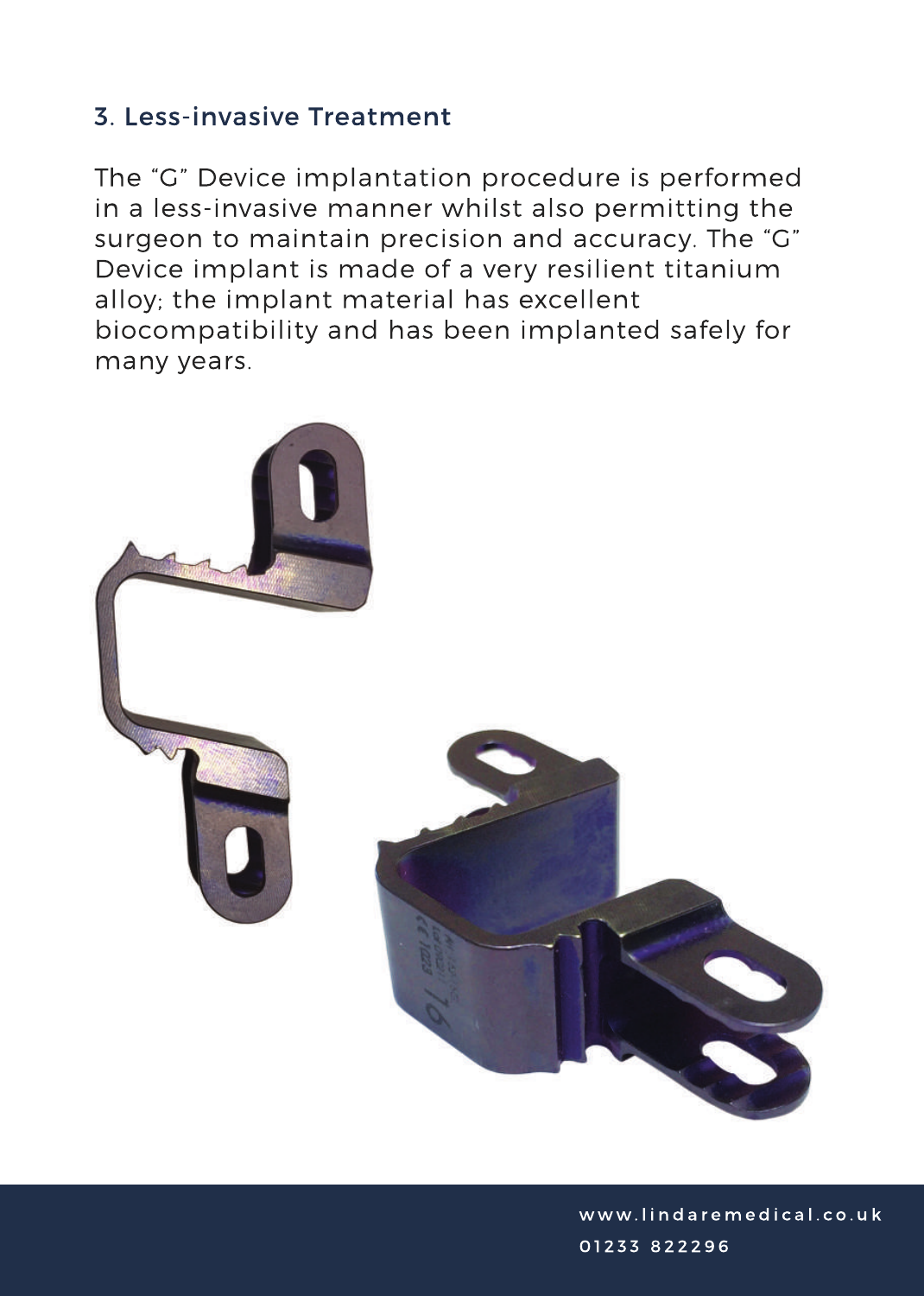## 3. Less-invasive Treatment

The "G" Device implantation procedure is performed in a less-invasive manner whilst also permitting the surgeon to maintain precision and accuracy. The "G" Device implant is made of a very resilient titanium alloy; the implant material has excellent biocompatibility and has been implanted safely for many years.

www.lindaremedical.co.uk
01233 822296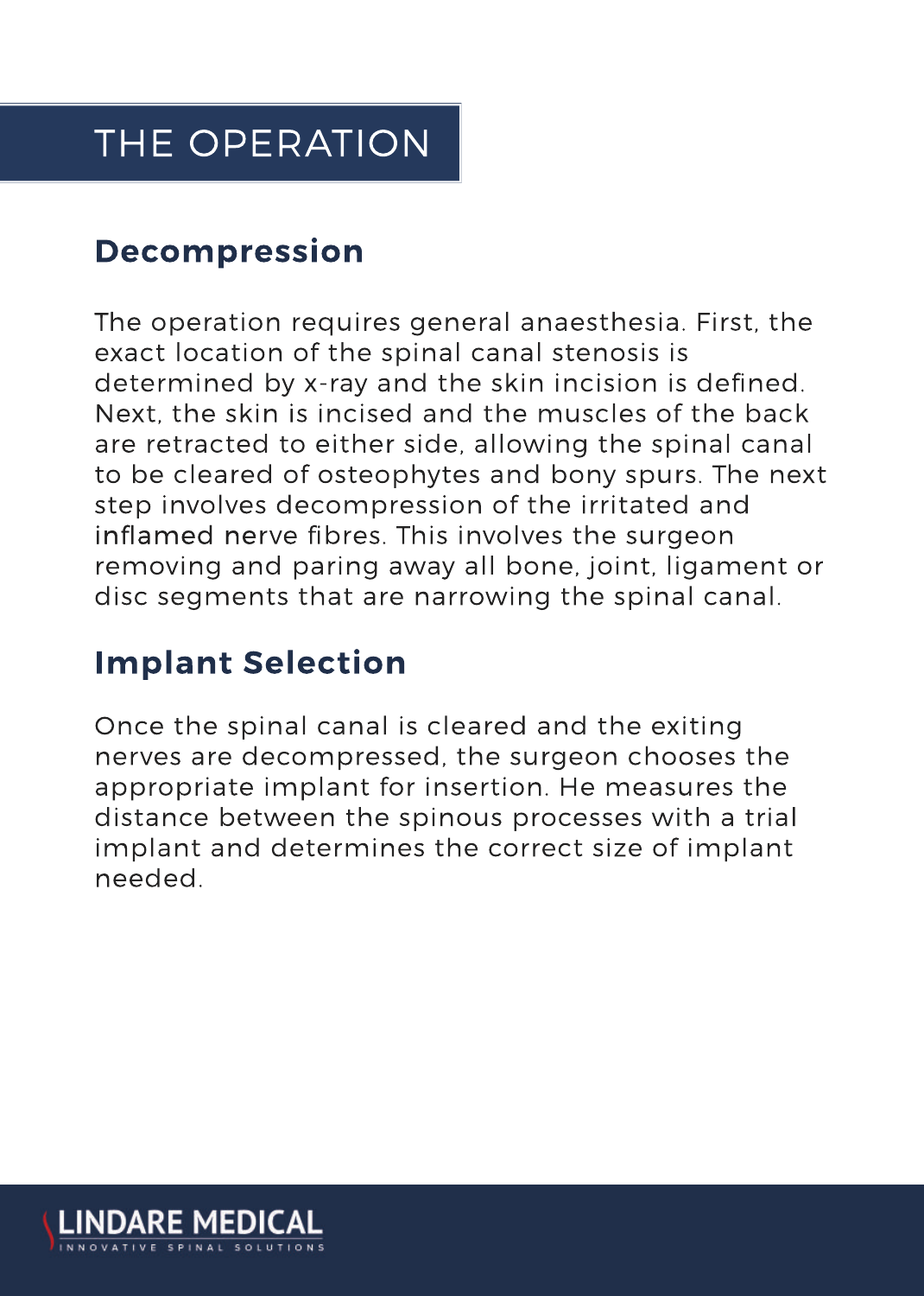# THE OPERATION

## Decompression

The operation requires general anaesthesia. First, the exact location of the spinal canal stenosis is determined by x-ray and the skin incision is defined. Next, the skin is incised and the muscles of the back are retracted to either side, allowing the spinal canal to be cleared of osteophytes and bony spurs. The next step involves decompression of the irritated and inflamed nerve fibres. This involves the surgeon removing and paring away all bone, joint, ligament or disc segments that are narrowing the spinal canal.

## Implant Selection

Once the spinal canal is cleared and the exiting nerves are decompressed, the surgeon chooses the appropriate implant for insertion. He measures the distance between the spinous processes with a trial implant and determines the correct size of implant needed.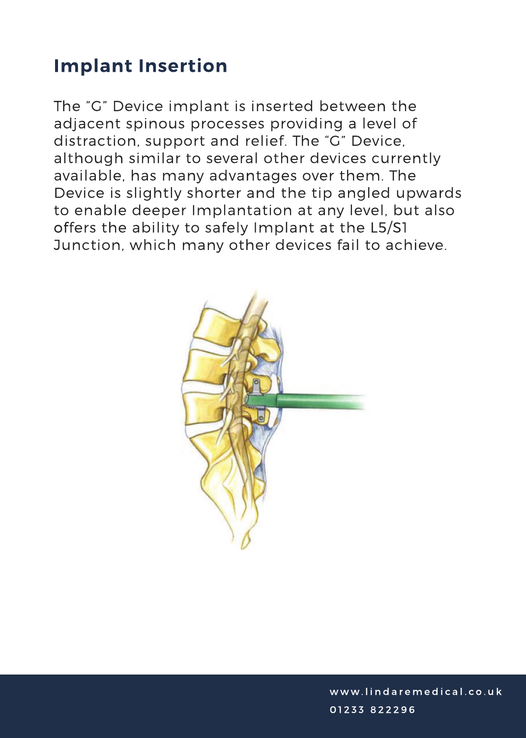# Implant Insertion

The ”G” Device implant is inserted between the adjacent spinous processes providing a level of distraction, support and relief. The “G” Device, although similar to several other devices currently available, has many advantages over them. The Device is slightly shorter and the tip angled upwards to enable deeper Implantation at any level, but also offers the ability to safely Implant at the L5/S1 Junction, which many other devices fail to achieve.

www.lindaremedical.co.uk
01233 822296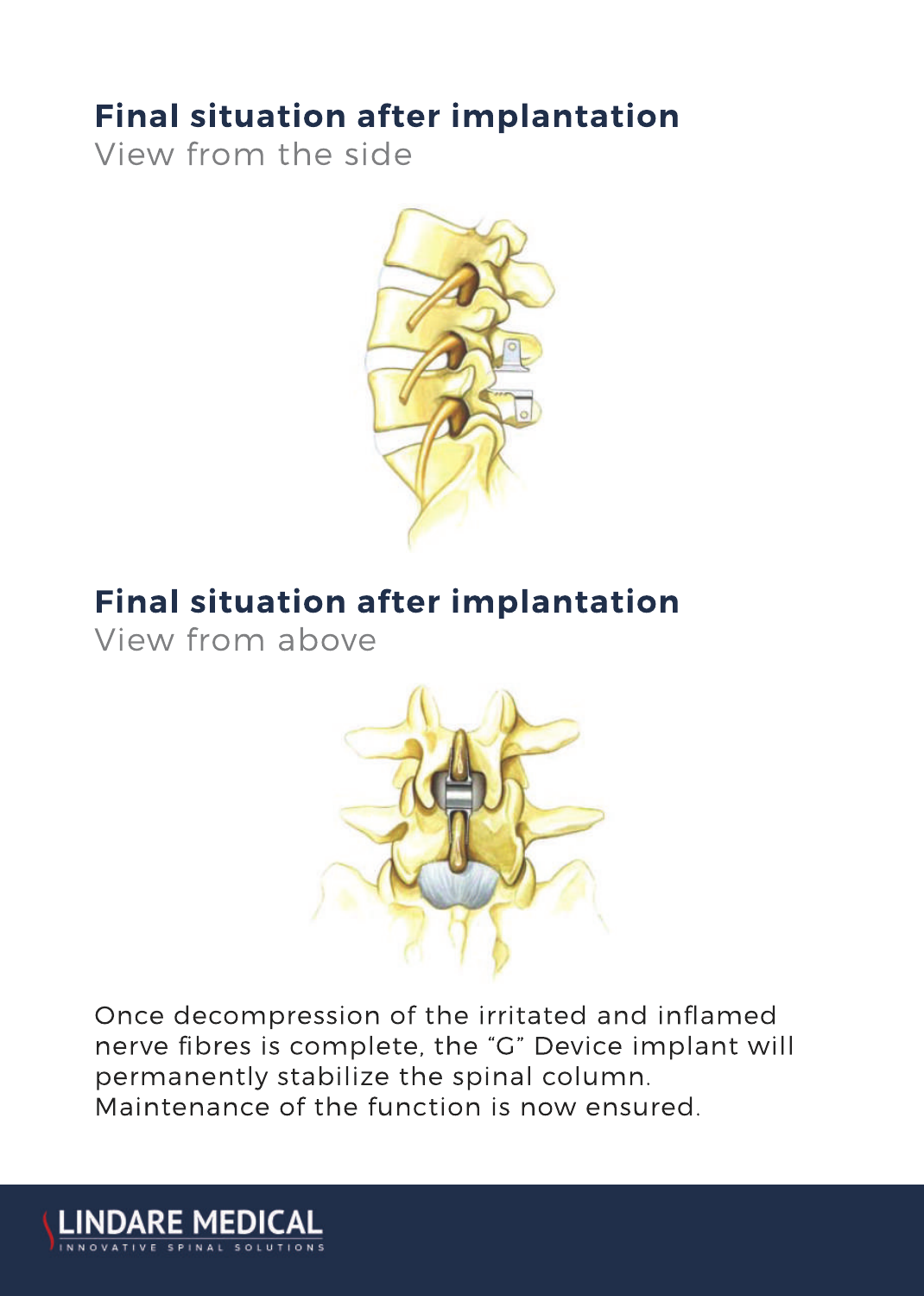## Final situation after implantation

View from the side

## Final situation after implantation

View from above

Once decompression of the irritated and inflamed nerve fibres is complete, the "G" Device implant will permanently stabilize the spinal column. Maintenance of the function is now ensured.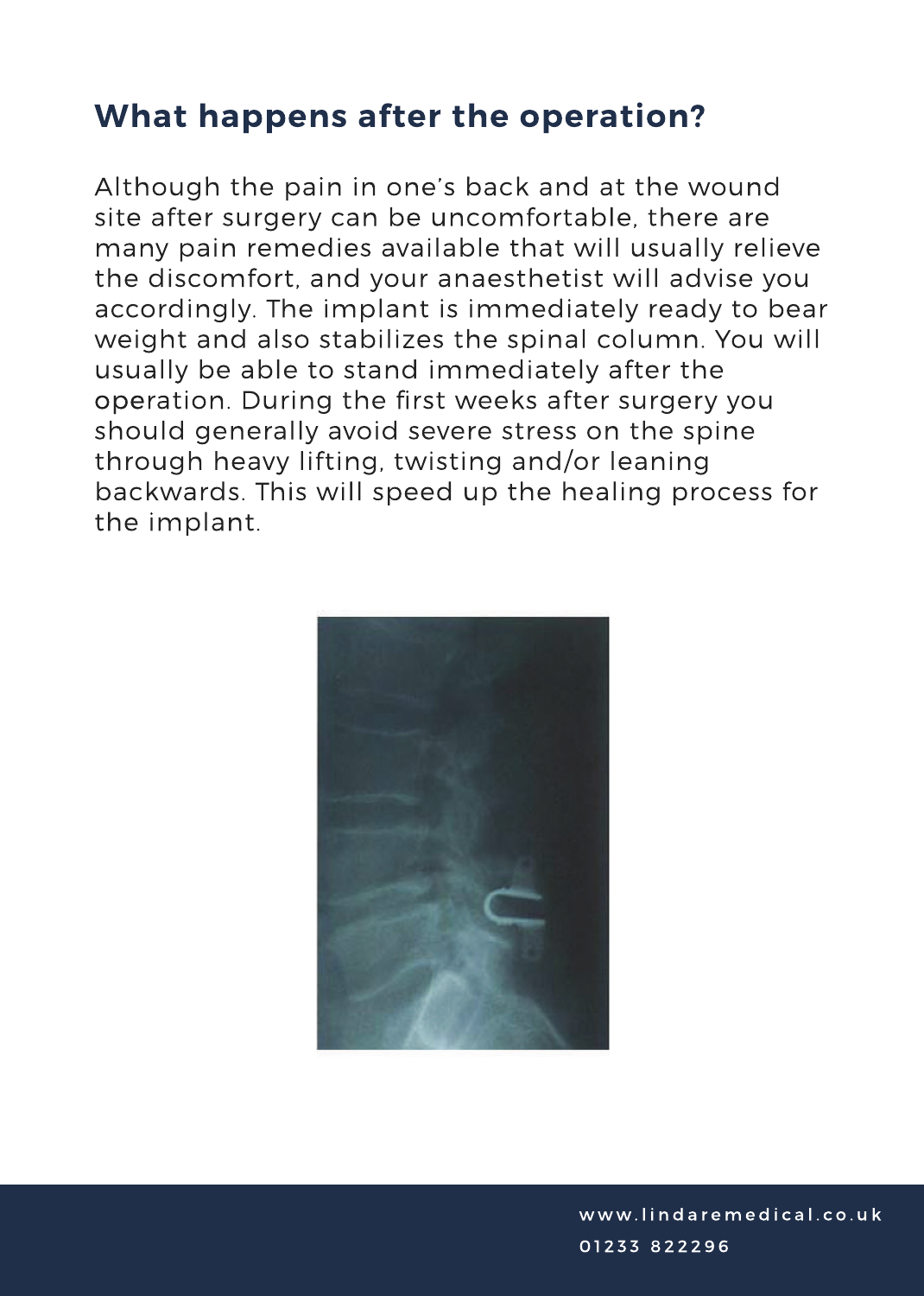## What happens after the operation?

Although the pain in one's back and at the wound site after surgery can be uncomfortable, there are many pain remedies available that will usually relieve the discomfort, and your anaesthetist will advise you accordingly. The implant is immediately ready to bear weight and also stabilizes the spinal column. You will usually be able to stand immediately after the operation. During the first weeks after surgery you should generally avoid severe stress on the spine through heavy lifting, twisting and/or leaning backwards. This will speed up the healing process for the implant.

www.lindaremedical.co.uk
01233 822296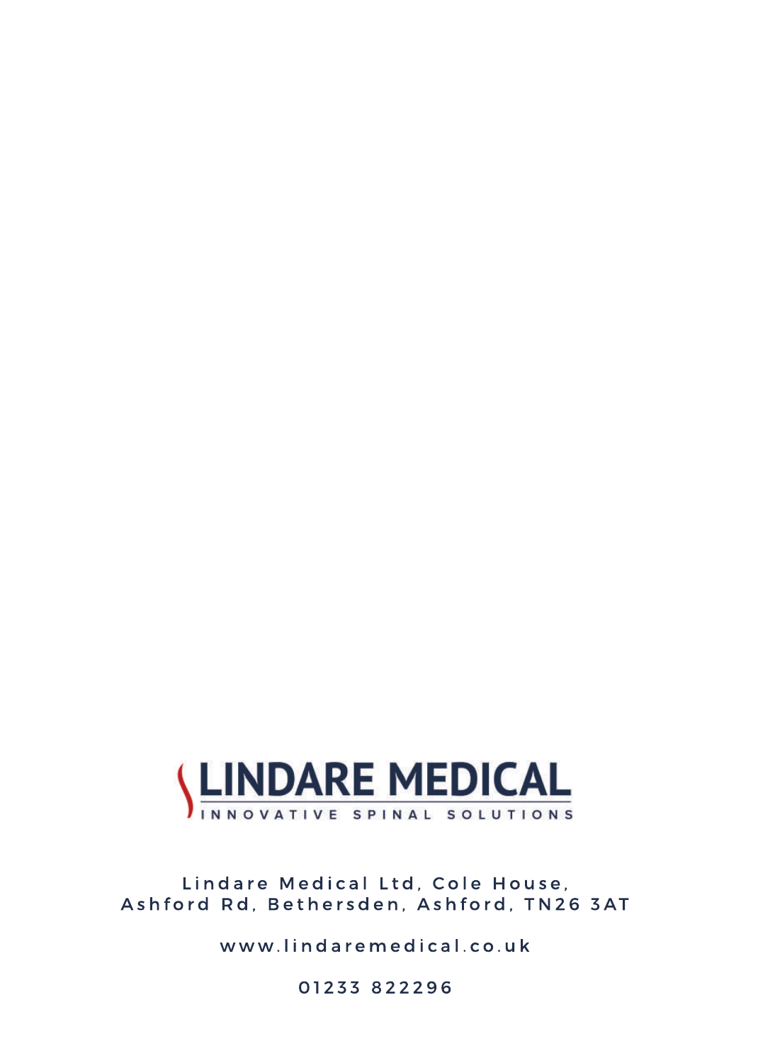LINDARE MEDICAL

INNOVATIVE SPINAL SOLUTIONS

Lindare Medical Ltd, Cole House,
Ashford Rd, Bethersden, Ashford, TN26 3AT

www.lindaremedical.co.uk

01233 822296